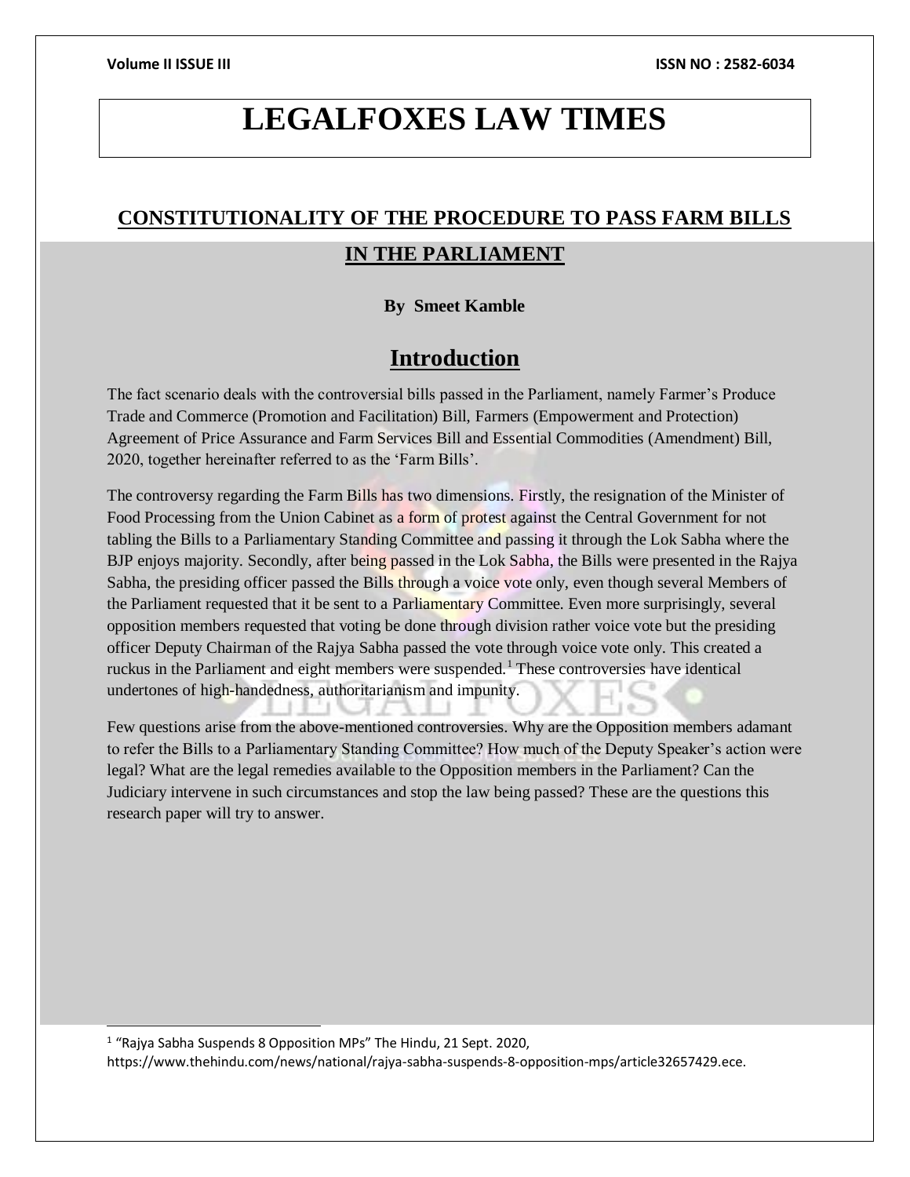# LEGALFOXES LAW TIMES

## CONSTITUTIONALITY OF THE PROCEDURE TO PASS FARM BILLS IN THE PARLIAMENT

**By Smeet Kamble**

## Introduction

The fact scenario deals with the controversial bills passed in the Parliament, namely Farmer's Produce Trade and Commerce (Promotion and Facilitation) Bill, Farmers (Empowerment and Protection) Agreement of Price Assurance and Farm Services Bill and Essential Commodities (Amendment) Bill, 2020, together hereinafter referred to as the 'Farm Bills'.

The controversy regarding the Farm Bills has two dimensions. Firstly, the resignation of the Minister of Food Processing from the Union Cabinet as a form of protest against the Central Government for not tabling the Bills to a Parliamentary Standing Committee and passing it through the Lok Sabha where the BJP enjoys majority. Secondly, after being passed in the Lok Sabha, the Bills were presented in the Rajya Sabha, the presiding officer passed the Bills through a voice vote only, even though several Members of the Parliament requested that it be sent to a Parliamentary Committee. Even more surprisingly, several opposition members requested that voting be done through division rather voice vote but the presiding officer Deputy Chairman of the Rajya Sabha passed the vote through voice vote only. This created a ruckus in the Parliament and eight members were suspended.[1] These controversies have identical undertones of high-handedness, authoritarianism and impunity.

Few questions arise from the above-mentioned controversies. Why are the Opposition members adamant to refer the Bills to a Parliamentary Standing Committee? How much of the Deputy Speaker's action were legal? What are the legal remedies available to the Opposition members in the Parliament? Can the Judiciary intervene in such circumstances and stop the law being passed? These are the questions this research paper will try to answer.

---

[1] "Rajya Sabha Suspends 8 Opposition MPs" The Hindu, 21 Sept. 2020, https://www.thehindu.com/news/national/rajya-sabha-suspends-8-opposition-mps/article32657429.ece.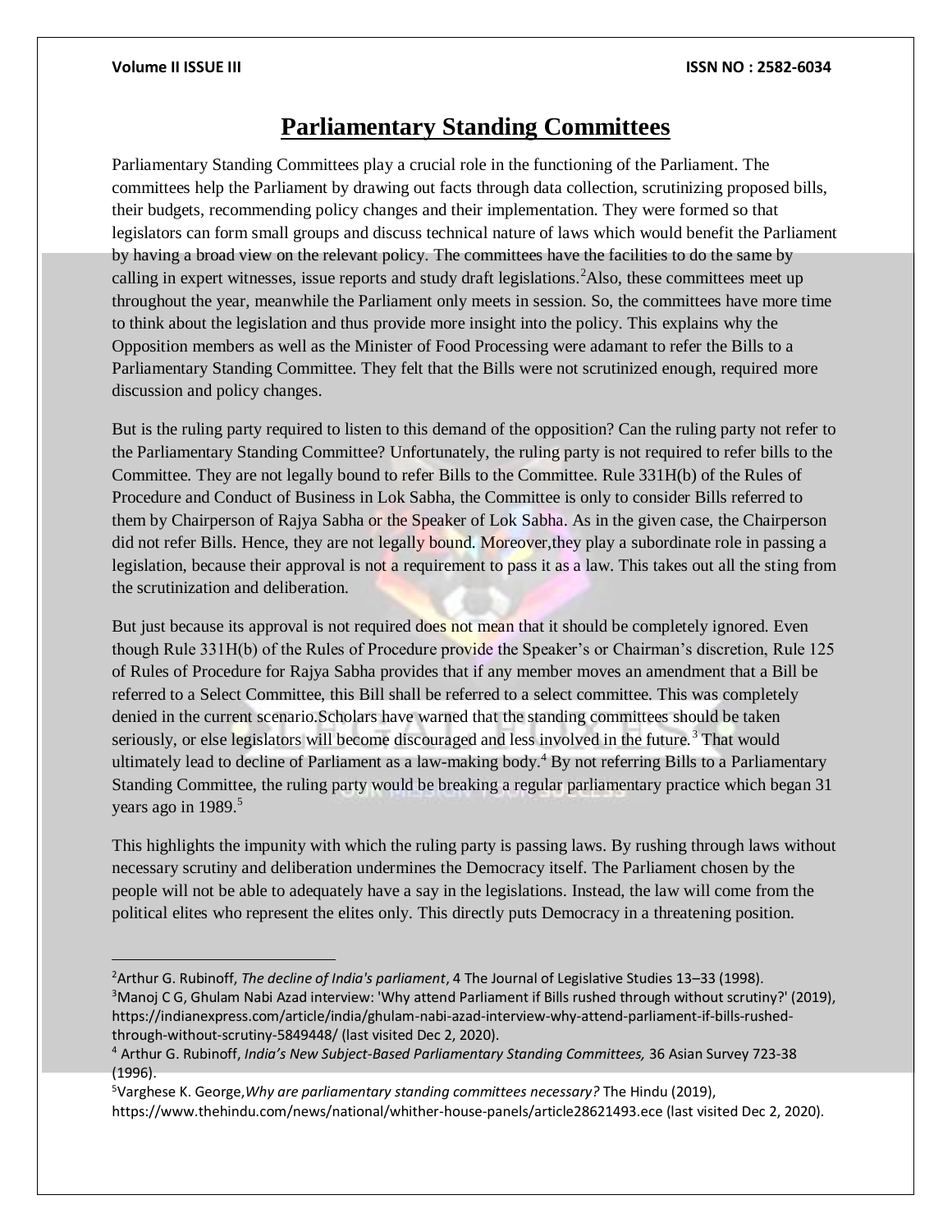# Parliamentary Standing Committees

Parliamentary Standing Committees play a crucial role in the functioning of the Parliament. The committees help the Parliament by drawing out facts through data collection, scrutinizing proposed bills, their budgets, recommending policy changes and their implementation. They were formed so that legislators can form small groups and discuss technical nature of laws which would benefit the Parliament by having a broad view on the relevant policy. The committees have the facilities to do the same by calling in expert witnesses, issue reports and study draft legislations.[2]Also, these committees meet up throughout the year, meanwhile the Parliament only meets in session. So, the committees have more time to think about the legislation and thus provide more insight into the policy. This explains why the Opposition members as well as the Minister of Food Processing were adamant to refer the Bills to a Parliamentary Standing Committee. They felt that the Bills were not scrutinized enough, required more discussion and policy changes.

But is the ruling party required to listen to this demand of the opposition? Can the ruling party not refer to the Parliamentary Standing Committee? Unfortunately, the ruling party is not required to refer bills to the Committee. They are not legally bound to refer Bills to the Committee. Rule 331H(b) of the Rules of Procedure and Conduct of Business in Lok Sabha, the Committee is only to consider Bills referred to them by Chairperson of Rajya Sabha or the Speaker of Lok Sabha. As in the given case, the Chairperson did not refer Bills. Hence, they are not legally bound. Moreover,they play a subordinate role in passing a legislation, because their approval is not a requirement to pass it as a law. This takes out all the sting from the scrutinization and deliberation.

But just because its approval is not required does not mean that it should be completely ignored. Even though Rule 331H(b) of the Rules of Procedure provide the Speaker's or Chairman's discretion, Rule 125 of Rules of Procedure for Rajya Sabha provides that if any member moves an amendment that a Bill be referred to a Select Committee, this Bill shall be referred to a select committee. This was completely denied in the current scenario.Scholars have warned that the standing committees should be taken seriously, or else legislators will become discouraged and less involved in the future.[3] That would ultimately lead to decline of Parliament as a law-making body.[4] By not referring Bills to a Parliamentary Standing Committee, the ruling party would be breaking a regular parliamentary practice which began 31 years ago in 1989.[5]

This highlights the impunity with which the ruling party is passing laws. By rushing through laws without necessary scrutiny and deliberation undermines the Democracy itself. The Parliament chosen by the people will not be able to adequately have a say in the legislations. Instead, the law will come from the political elites who represent the elites only. This directly puts Democracy in a threatening position.

---

[2]Arthur G. Rubinoff, *The decline of India's parliament*, 4 The Journal of Legislative Studies 13–33 (1998).

[3]Manoj C G, Ghulam Nabi Azad interview: 'Why attend Parliament if Bills rushed through without scrutiny?' (2019), https://indianexpress.com/article/india/ghulam-nabi-azad-interview-why-attend-parliament-if-bills-rushed-through-without-scrutiny-5849448/ (last visited Dec 2, 2020).

[4] Arthur G. Rubinoff, *India's New Subject-Based Parliamentary Standing Committees,* 36 Asian Survey 723-38 (1996).

[5]Varghese K. George,*Why are parliamentary standing committees necessary?* The Hindu (2019), https://www.thehindu.com/news/national/whither-house-panels/article28621493.ece (last visited Dec 2, 2020).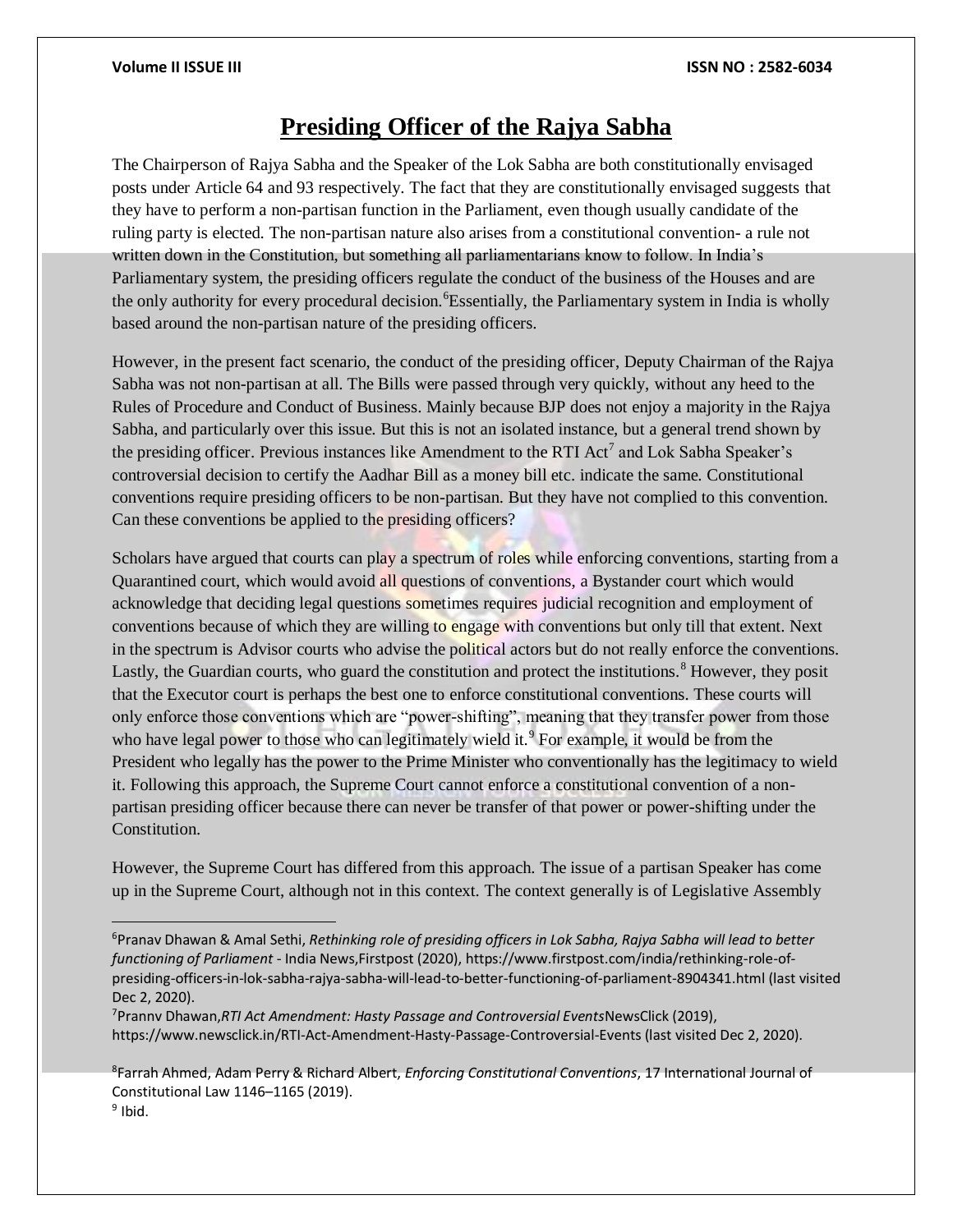# Presiding Officer of the Rajya Sabha

The Chairperson of Rajya Sabha and the Speaker of the Lok Sabha are both constitutionally envisaged posts under Article 64 and 93 respectively. The fact that they are constitutionally envisaged suggests that they have to perform a non-partisan function in the Parliament, even though usually candidate of the ruling party is elected. The non-partisan nature also arises from a constitutional convention- a rule not written down in the Constitution, but something all parliamentarians know to follow. In India's Parliamentary system, the presiding officers regulate the conduct of the business of the Houses and are the only authority for every procedural decision.[6] Essentially, the Parliamentary system in India is wholly based around the non-partisan nature of the presiding officers.

However, in the present fact scenario, the conduct of the presiding officer, Deputy Chairman of the Rajya Sabha was not non-partisan at all. The Bills were passed through very quickly, without any heed to the Rules of Procedure and Conduct of Business. Mainly because BJP does not enjoy a majority in the Rajya Sabha, and particularly over this issue. But this is not an isolated instance, but a general trend shown by the presiding officer. Previous instances like Amendment to the RTI Act[7] and Lok Sabha Speaker's controversial decision to certify the Aadhar Bill as a money bill etc. indicate the same. Constitutional conventions require presiding officers to be non-partisan. But they have not complied to this convention. Can these conventions be applied to the presiding officers?

Scholars have argued that courts can play a spectrum of roles while enforcing conventions, starting from a Quarantined court, which would avoid all questions of conventions, a Bystander court which would acknowledge that deciding legal questions sometimes requires judicial recognition and employment of conventions because of which they are willing to engage with conventions but only till that extent. Next in the spectrum is Advisor courts who advise the political actors but do not really enforce the conventions. Lastly, the Guardian courts, who guard the constitution and protect the institutions.[8] However, they posit that the Executor court is perhaps the best one to enforce constitutional conventions. These courts will only enforce those conventions which are "power-shifting", meaning that they transfer power from those who have legal power to those who can legitimately wield it.[9] For example, it would be from the President who legally has the power to the Prime Minister who conventionally has the legitimacy to wield it. Following this approach, the Supreme Court cannot enforce a constitutional convention of a non-partisan presiding officer because there can never be transfer of that power or power-shifting under the Constitution.

However, the Supreme Court has differed from this approach. The issue of a partisan Speaker has come up in the Supreme Court, although not in this context. The context generally is of Legislative Assembly

---

[6] Pranav Dhawan & Amal Sethi, *Rethinking role of presiding officers in Lok Sabha, Rajya Sabha will lead to better functioning of Parliament* - India News,Firstpost (2020), https://www.firstpost.com/india/rethinking-role-of-presiding-officers-in-lok-sabha-rajya-sabha-will-lead-to-better-functioning-of-parliament-8904341.html (last visited Dec 2, 2020).

[7] Prannv Dhawan,*RTI Act Amendment: Hasty Passage and Controversial Events*NewsClick (2019), https://www.newsclick.in/RTI-Act-Amendment-Hasty-Passage-Controversial-Events (last visited Dec 2, 2020).

[8] Farrah Ahmed, Adam Perry & Richard Albert, *Enforcing Constitutional Conventions*, 17 International Journal of Constitutional Law 1146–1165 (2019).

[9] Ibid.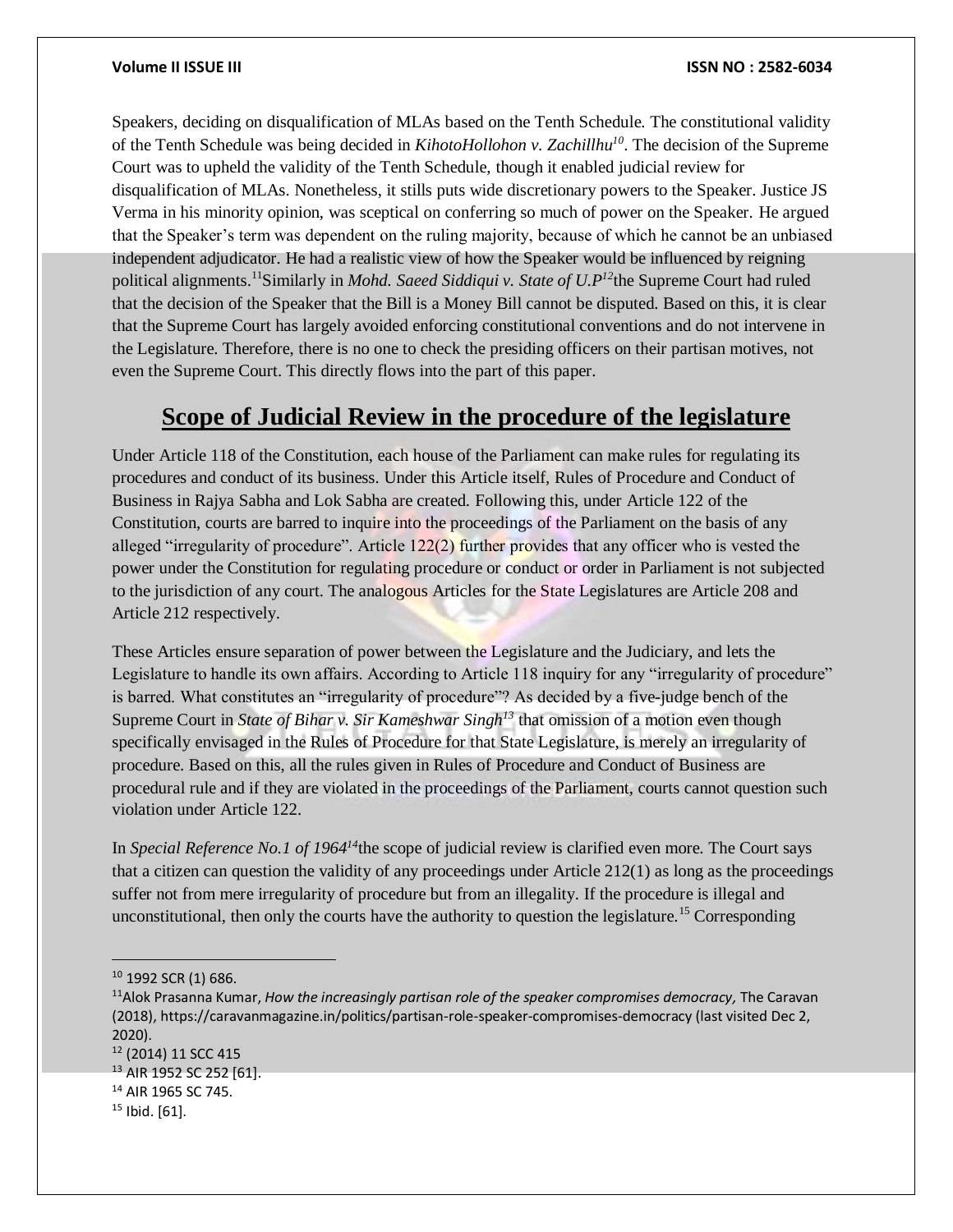Speakers, deciding on disqualification of MLAs based on the Tenth Schedule. The constitutional validity of the Tenth Schedule was being decided in *KihotoHollohon v. Zachillhu*[10]. The decision of the Supreme Court was to upheld the validity of the Tenth Schedule, though it enabled judicial review for disqualification of MLAs. Nonetheless, it stills puts wide discretionary powers to the Speaker. Justice JS Verma in his minority opinion, was sceptical on conferring so much of power on the Speaker. He argued that the Speaker's term was dependent on the ruling majority, because of which he cannot be an unbiased independent adjudicator. He had a realistic view of how the Speaker would be influenced by reigning political alignments.[11]Similarly in *Mohd. Saeed Siddiqui v. State of U.P*[12]the Supreme Court had ruled that the decision of the Speaker that the Bill is a Money Bill cannot be disputed. Based on this, it is clear that the Supreme Court has largely avoided enforcing constitutional conventions and do not intervene in the Legislature. Therefore, there is no one to check the presiding officers on their partisan motives, not even the Supreme Court. This directly flows into the part of this paper.

## Scope of Judicial Review in the procedure of the legislature

Under Article 118 of the Constitution, each house of the Parliament can make rules for regulating its procedures and conduct of its business. Under this Article itself, Rules of Procedure and Conduct of Business in Rajya Sabha and Lok Sabha are created. Following this, under Article 122 of the Constitution, courts are barred to inquire into the proceedings of the Parliament on the basis of any alleged "irregularity of procedure". Article 122(2) further provides that any officer who is vested the power under the Constitution for regulating procedure or conduct or order in Parliament is not subjected to the jurisdiction of any court. The analogous Articles for the State Legislatures are Article 208 and Article 212 respectively.

These Articles ensure separation of power between the Legislature and the Judiciary, and lets the Legislature to handle its own affairs. According to Article 118 inquiry for any "irregularity of procedure" is barred. What constitutes an "irregularity of procedure"? As decided by a five-judge bench of the Supreme Court in *State of Bihar v. Sir Kameshwar Singh*[13] that omission of a motion even though specifically envisaged in the Rules of Procedure for that State Legislature, is merely an irregularity of procedure. Based on this, all the rules given in Rules of Procedure and Conduct of Business are procedural rule and if they are violated in the proceedings of the Parliament, courts cannot question such violation under Article 122.

In *Special Reference No.1 of 1964*[14]the scope of judicial review is clarified even more. The Court says that a citizen can question the validity of any proceedings under Article 212(1) as long as the proceedings suffer not from mere irregularity of procedure but from an illegality. If the procedure is illegal and unconstitutional, then only the courts have the authority to question the legislature.[15] Corresponding

---

[10] 1992 SCR (1) 686.

[11] Alok Prasanna Kumar, *How the increasingly partisan role of the speaker compromises democracy,* The Caravan (2018), https://caravanmagazine.in/politics/partisan-role-speaker-compromises-democracy (last visited Dec 2, 2020).

[12] (2014) 11 SCC 415

[13] AIR 1952 SC 252 [61].

[14] AIR 1965 SC 745.

[15] Ibid. [61].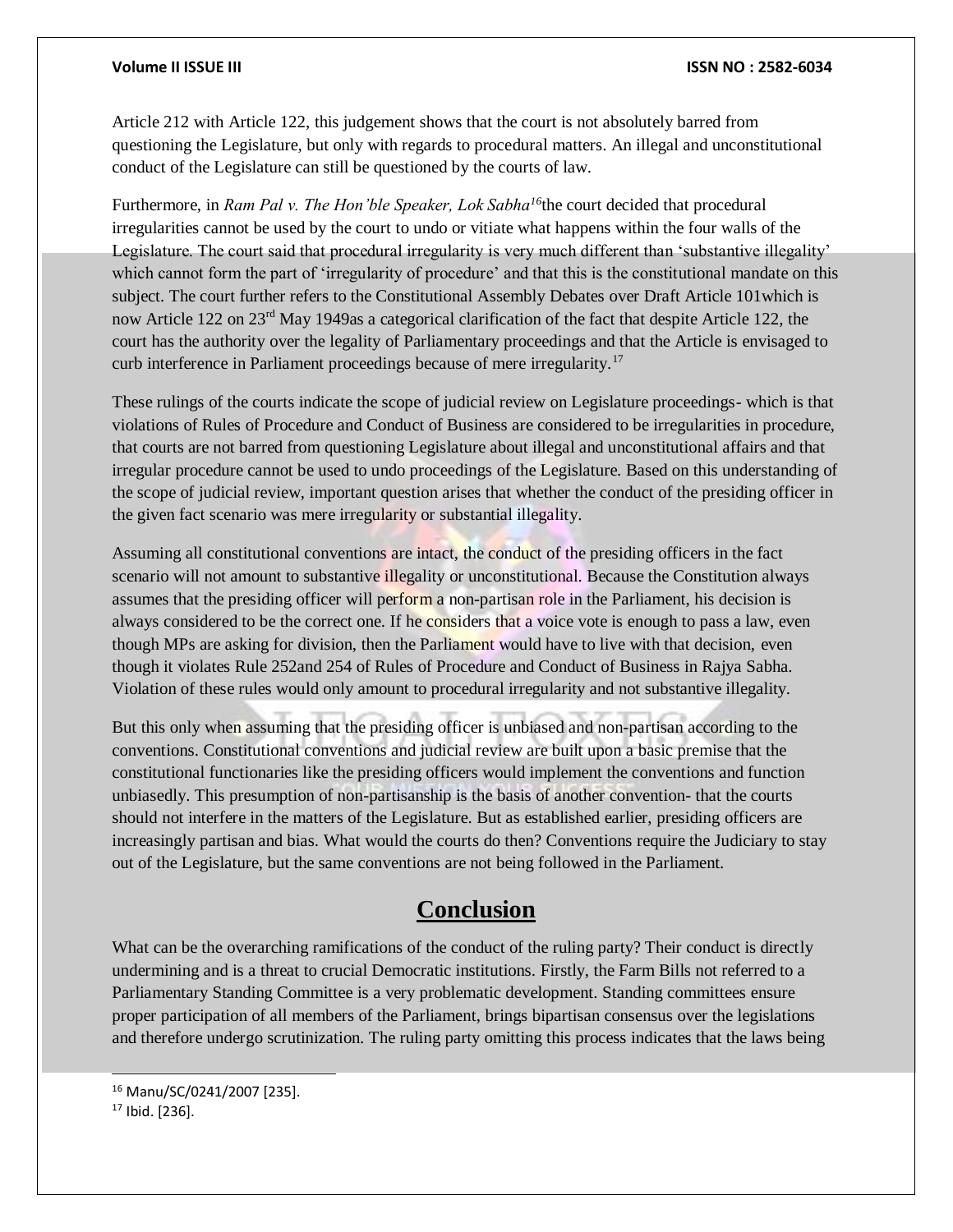Article 212 with Article 122, this judgement shows that the court is not absolutely barred from questioning the Legislature, but only with regards to procedural matters. An illegal and unconstitutional conduct of the Legislature can still be questioned by the courts of law.

Furthermore, in *Ram Pal v. The Hon'ble Speaker, Lok Sabha*[16]the court decided that procedural irregularities cannot be used by the court to undo or vitiate what happens within the four walls of the Legislature. The court said that procedural irregularity is very much different than 'substantive illegality' which cannot form the part of 'irregularity of procedure' and that this is the constitutional mandate on this subject. The court further refers to the Constitutional Assembly Debates over Draft Article 101which is now Article 122 on 23rd May 1949as a categorical clarification of the fact that despite Article 122, the court has the authority over the legality of Parliamentary proceedings and that the Article is envisaged to curb interference in Parliament proceedings because of mere irregularity.[17]

These rulings of the courts indicate the scope of judicial review on Legislature proceedings- which is that violations of Rules of Procedure and Conduct of Business are considered to be irregularities in procedure, that courts are not barred from questioning Legislature about illegal and unconstitutional affairs and that irregular procedure cannot be used to undo proceedings of the Legislature. Based on this understanding of the scope of judicial review, important question arises that whether the conduct of the presiding officer in the given fact scenario was mere irregularity or substantial illegality.

Assuming all constitutional conventions are intact, the conduct of the presiding officers in the fact scenario will not amount to substantive illegality or unconstitutional. Because the Constitution always assumes that the presiding officer will perform a non-partisan role in the Parliament, his decision is always considered to be the correct one. If he considers that a voice vote is enough to pass a law, even though MPs are asking for division, then the Parliament would have to live with that decision, even though it violates Rule 252and 254 of Rules of Procedure and Conduct of Business in Rajya Sabha. Violation of these rules would only amount to procedural irregularity and not substantive illegality.

But this only when assuming that the presiding officer is unbiased and non-partisan according to the conventions. Constitutional conventions and judicial review are built upon a basic premise that the constitutional functionaries like the presiding officers would implement the conventions and function unbiasedly. This presumption of non-partisanship is the basis of another convention- that the courts should not interfere in the matters of the Legislature. But as established earlier, presiding officers are increasingly partisan and bias. What would the courts do then? Conventions require the Judiciary to stay out of the Legislature, but the same conventions are not being followed in the Parliament.

## Conclusion

What can be the overarching ramifications of the conduct of the ruling party? Their conduct is directly undermining and is a threat to crucial Democratic institutions. Firstly, the Farm Bills not referred to a Parliamentary Standing Committee is a very problematic development. Standing committees ensure proper participation of all members of the Parliament, brings bipartisan consensus over the legislations and therefore undergo scrutinization. The ruling party omitting this process indicates that the laws being

---

[16] Manu/SC/0241/2007 [235].

[17] Ibid. [236].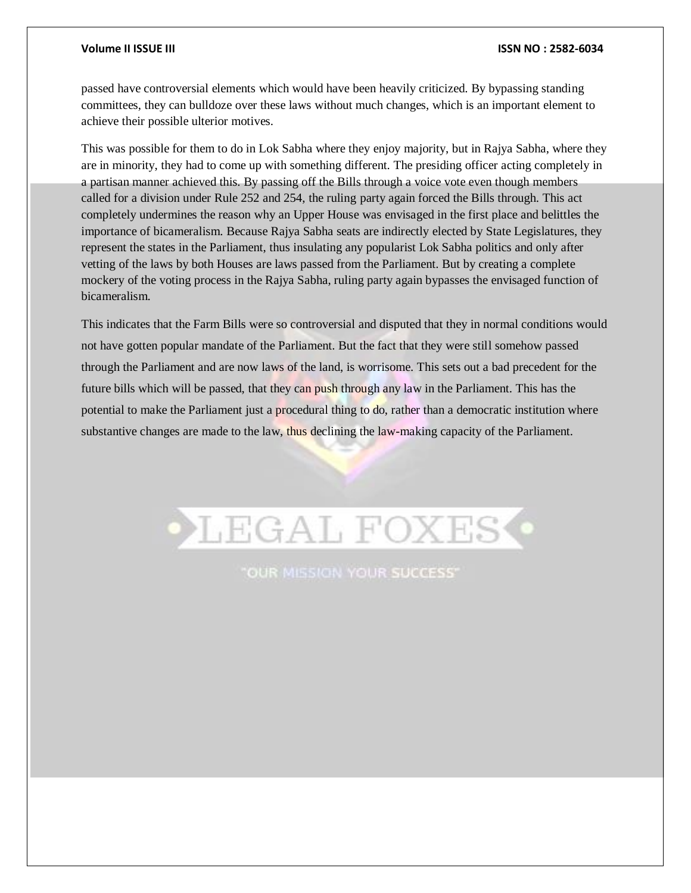passed have controversial elements which would have been heavily criticized. By bypassing standing committees, they can bulldoze over these laws without much changes, which is an important element to achieve their possible ulterior motives.

This was possible for them to do in Lok Sabha where they enjoy majority, but in Rajya Sabha, where they are in minority, they had to come up with something different. The presiding officer acting completely in a partisan manner achieved this. By passing off the Bills through a voice vote even though members called for a division under Rule 252 and 254, the ruling party again forced the Bills through. This act completely undermines the reason why an Upper House was envisaged in the first place and belittles the importance of bicameralism. Because Rajya Sabha seats are indirectly elected by State Legislatures, they represent the states in the Parliament, thus insulating any popularist Lok Sabha politics and only after vetting of the laws by both Houses are laws passed from the Parliament. But by creating a complete mockery of the voting process in the Rajya Sabha, ruling party again bypasses the envisaged function of bicameralism.

This indicates that the Farm Bills were so controversial and disputed that they in normal conditions would not have gotten popular mandate of the Parliament. But the fact that they were still somehow passed through the Parliament and are now laws of the land, is worrisome. This sets out a bad precedent for the future bills which will be passed, that they can push through any law in the Parliament. This has the potential to make the Parliament just a procedural thing to do, rather than a democratic institution where substantive changes are made to the law, thus declining the law-making capacity of the Parliament.